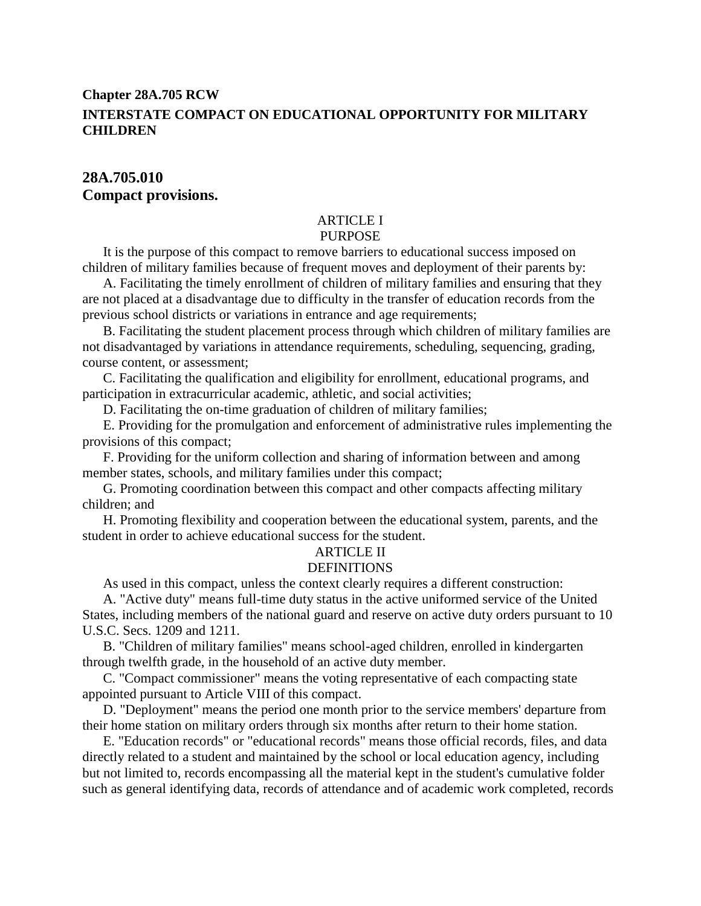**Chapter 28A.705 RCW**

**INTERSTATE COMPACT ON EDUCATIONAL OPPORTUNITY FOR MILITARY CHILDREN**

## 28A.705.010
## Compact provisions.

ARTICLE I

PURPOSE

It is the purpose of this compact to remove barriers to educational success imposed on children of military families because of frequent moves and deployment of their parents by:

A. Facilitating the timely enrollment of children of military families and ensuring that they are not placed at a disadvantage due to difficulty in the transfer of education records from the previous school districts or variations in entrance and age requirements;

B. Facilitating the student placement process through which children of military families are not disadvantaged by variations in attendance requirements, scheduling, sequencing, grading, course content, or assessment;

C. Facilitating the qualification and eligibility for enrollment, educational programs, and participation in extracurricular academic, athletic, and social activities;

D. Facilitating the on-time graduation of children of military families;

E. Providing for the promulgation and enforcement of administrative rules implementing the provisions of this compact;

F. Providing for the uniform collection and sharing of information between and among member states, schools, and military families under this compact;

G. Promoting coordination between this compact and other compacts affecting military children; and

H. Promoting flexibility and cooperation between the educational system, parents, and the student in order to achieve educational success for the student.

ARTICLE II

DEFINITIONS

As used in this compact, unless the context clearly requires a different construction:

A. "Active duty" means full-time duty status in the active uniformed service of the United States, including members of the national guard and reserve on active duty orders pursuant to 10 U.S.C. Secs. 1209 and 1211.

B. "Children of military families" means school-aged children, enrolled in kindergarten through twelfth grade, in the household of an active duty member.

C. "Compact commissioner" means the voting representative of each compacting state appointed pursuant to Article VIII of this compact.

D. "Deployment" means the period one month prior to the service members' departure from their home station on military orders through six months after return to their home station.

E. "Education records" or "educational records" means those official records, files, and data directly related to a student and maintained by the school or local education agency, including but not limited to, records encompassing all the material kept in the student's cumulative folder such as general identifying data, records of attendance and of academic work completed, records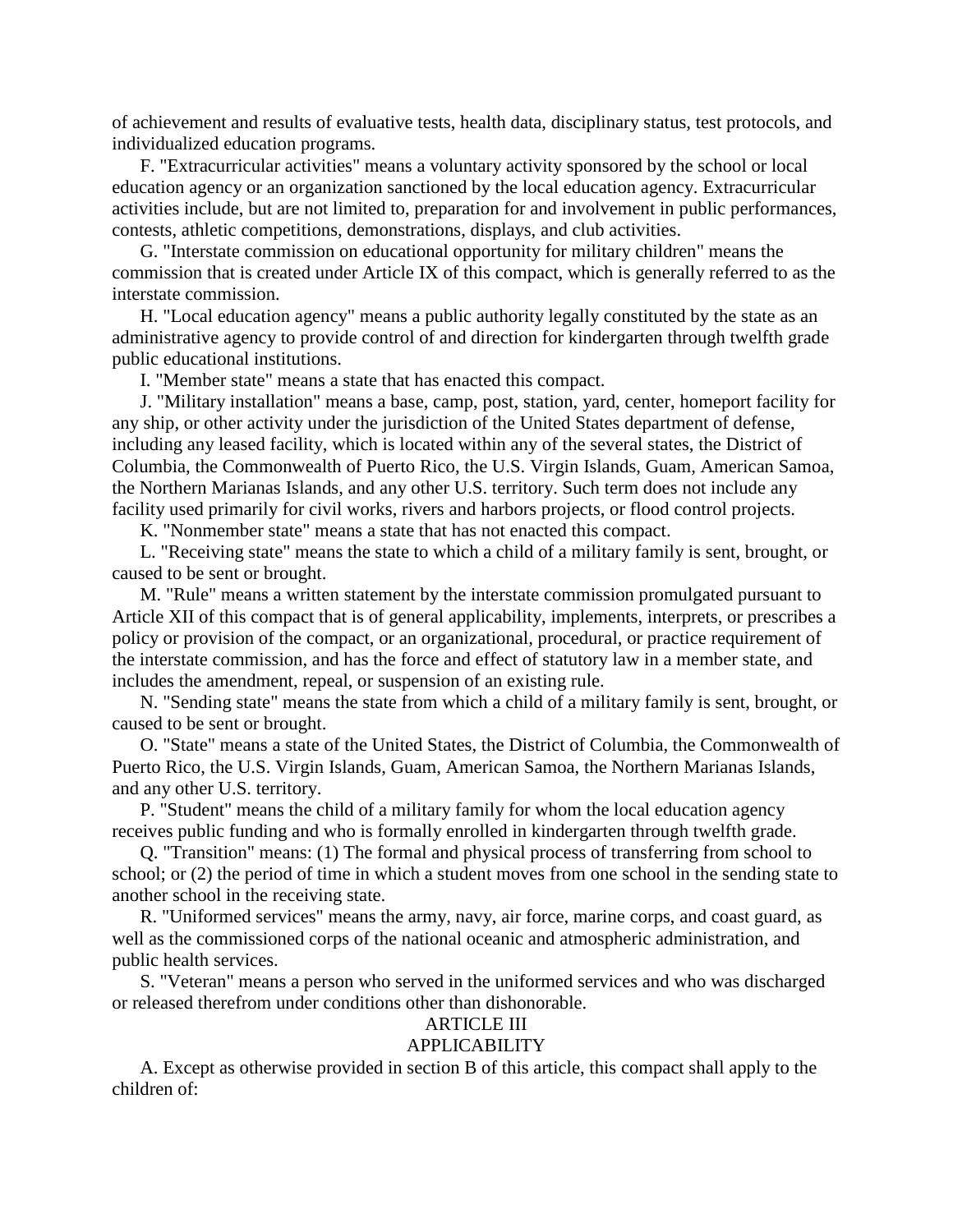of achievement and results of evaluative tests, health data, disciplinary status, test protocols, and individualized education programs.

F. "Extracurricular activities" means a voluntary activity sponsored by the school or local education agency or an organization sanctioned by the local education agency. Extracurricular activities include, but are not limited to, preparation for and involvement in public performances, contests, athletic competitions, demonstrations, displays, and club activities.

G. "Interstate commission on educational opportunity for military children" means the commission that is created under Article IX of this compact, which is generally referred to as the interstate commission.

H. "Local education agency" means a public authority legally constituted by the state as an administrative agency to provide control of and direction for kindergarten through twelfth grade public educational institutions.

I. "Member state" means a state that has enacted this compact.

J. "Military installation" means a base, camp, post, station, yard, center, homeport facility for any ship, or other activity under the jurisdiction of the United States department of defense, including any leased facility, which is located within any of the several states, the District of Columbia, the Commonwealth of Puerto Rico, the U.S. Virgin Islands, Guam, American Samoa, the Northern Marianas Islands, and any other U.S. territory. Such term does not include any facility used primarily for civil works, rivers and harbors projects, or flood control projects.

K. "Nonmember state" means a state that has not enacted this compact.

L. "Receiving state" means the state to which a child of a military family is sent, brought, or caused to be sent or brought.

M. "Rule" means a written statement by the interstate commission promulgated pursuant to Article XII of this compact that is of general applicability, implements, interprets, or prescribes a policy or provision of the compact, or an organizational, procedural, or practice requirement of the interstate commission, and has the force and effect of statutory law in a member state, and includes the amendment, repeal, or suspension of an existing rule.

N. "Sending state" means the state from which a child of a military family is sent, brought, or caused to be sent or brought.

O. "State" means a state of the United States, the District of Columbia, the Commonwealth of Puerto Rico, the U.S. Virgin Islands, Guam, American Samoa, the Northern Marianas Islands, and any other U.S. territory.

P. "Student" means the child of a military family for whom the local education agency receives public funding and who is formally enrolled in kindergarten through twelfth grade.

Q. "Transition" means: (1) The formal and physical process of transferring from school to school; or (2) the period of time in which a student moves from one school in the sending state to another school in the receiving state.

R. "Uniformed services" means the army, navy, air force, marine corps, and coast guard, as well as the commissioned corps of the national oceanic and atmospheric administration, and public health services.

S. "Veteran" means a person who served in the uniformed services and who was discharged or released therefrom under conditions other than dishonorable.

## ARTICLE III
## APPLICABILITY

A. Except as otherwise provided in section B of this article, this compact shall apply to the children of: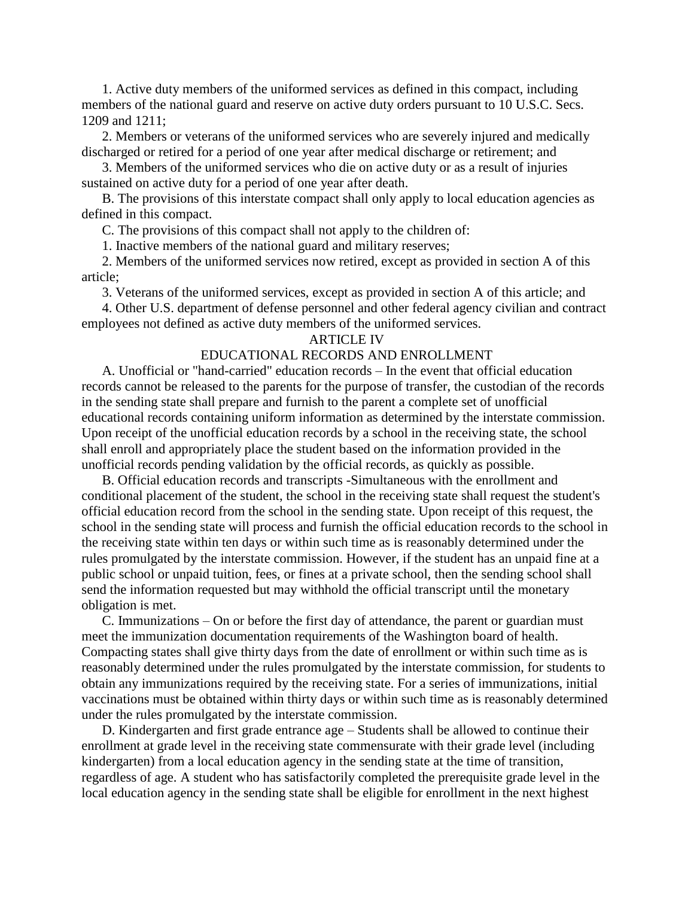1. Active duty members of the uniformed services as defined in this compact, including members of the national guard and reserve on active duty orders pursuant to 10 U.S.C. Secs. 1209 and 1211;

2. Members or veterans of the uniformed services who are severely injured and medically discharged or retired for a period of one year after medical discharge or retirement; and

3. Members of the uniformed services who die on active duty or as a result of injuries sustained on active duty for a period of one year after death.

B. The provisions of this interstate compact shall only apply to local education agencies as defined in this compact.

C. The provisions of this compact shall not apply to the children of:

1. Inactive members of the national guard and military reserves;

2. Members of the uniformed services now retired, except as provided in section A of this article;

3. Veterans of the uniformed services, except as provided in section A of this article; and

4. Other U.S. department of defense personnel and other federal agency civilian and contract employees not defined as active duty members of the uniformed services.

## ARTICLE IV
## EDUCATIONAL RECORDS AND ENROLLMENT

A. Unofficial or "hand-carried" education records – In the event that official education records cannot be released to the parents for the purpose of transfer, the custodian of the records in the sending state shall prepare and furnish to the parent a complete set of unofficial educational records containing uniform information as determined by the interstate commission. Upon receipt of the unofficial education records by a school in the receiving state, the school shall enroll and appropriately place the student based on the information provided in the unofficial records pending validation by the official records, as quickly as possible.

B. Official education records and transcripts -Simultaneous with the enrollment and conditional placement of the student, the school in the receiving state shall request the student's official education record from the school in the sending state. Upon receipt of this request, the school in the sending state will process and furnish the official education records to the school in the receiving state within ten days or within such time as is reasonably determined under the rules promulgated by the interstate commission. However, if the student has an unpaid fine at a public school or unpaid tuition, fees, or fines at a private school, then the sending school shall send the information requested but may withhold the official transcript until the monetary obligation is met.

C. Immunizations – On or before the first day of attendance, the parent or guardian must meet the immunization documentation requirements of the Washington board of health. Compacting states shall give thirty days from the date of enrollment or within such time as is reasonably determined under the rules promulgated by the interstate commission, for students to obtain any immunizations required by the receiving state. For a series of immunizations, initial vaccinations must be obtained within thirty days or within such time as is reasonably determined under the rules promulgated by the interstate commission.

D. Kindergarten and first grade entrance age – Students shall be allowed to continue their enrollment at grade level in the receiving state commensurate with their grade level (including kindergarten) from a local education agency in the sending state at the time of transition, regardless of age. A student who has satisfactorily completed the prerequisite grade level in the local education agency in the sending state shall be eligible for enrollment in the next highest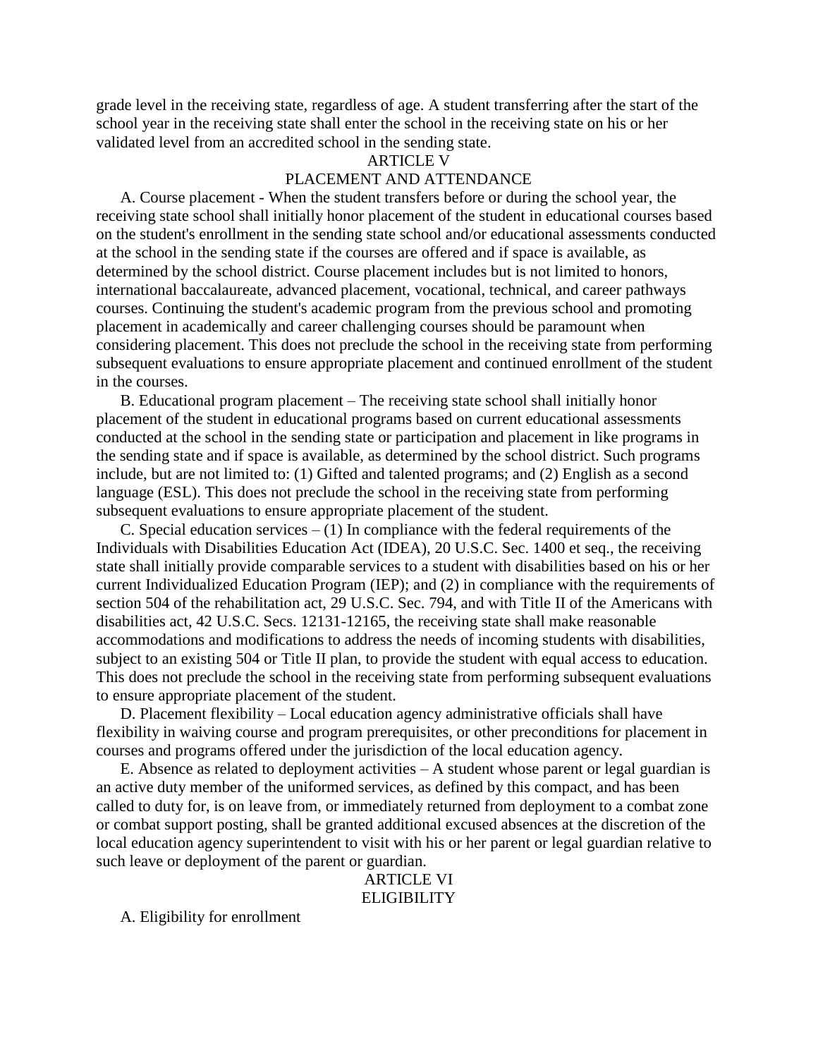grade level in the receiving state, regardless of age. A student transferring after the start of the school year in the receiving state shall enter the school in the receiving state on his or her validated level from an accredited school in the sending state.

## ARTICLE V
## PLACEMENT AND ATTENDANCE

A. Course placement - When the student transfers before or during the school year, the receiving state school shall initially honor placement of the student in educational courses based on the student's enrollment in the sending state school and/or educational assessments conducted at the school in the sending state if the courses are offered and if space is available, as determined by the school district. Course placement includes but is not limited to honors, international baccalaureate, advanced placement, vocational, technical, and career pathways courses. Continuing the student's academic program from the previous school and promoting placement in academically and career challenging courses should be paramount when considering placement. This does not preclude the school in the receiving state from performing subsequent evaluations to ensure appropriate placement and continued enrollment of the student in the courses.

B. Educational program placement – The receiving state school shall initially honor placement of the student in educational programs based on current educational assessments conducted at the school in the sending state or participation and placement in like programs in the sending state and if space is available, as determined by the school district. Such programs include, but are not limited to: (1) Gifted and talented programs; and (2) English as a second language (ESL). This does not preclude the school in the receiving state from performing subsequent evaluations to ensure appropriate placement of the student.

C. Special education services – (1) In compliance with the federal requirements of the Individuals with Disabilities Education Act (IDEA), 20 U.S.C. Sec. 1400 et seq., the receiving state shall initially provide comparable services to a student with disabilities based on his or her current Individualized Education Program (IEP); and (2) in compliance with the requirements of section 504 of the rehabilitation act, 29 U.S.C. Sec. 794, and with Title II of the Americans with disabilities act, 42 U.S.C. Secs. 12131-12165, the receiving state shall make reasonable accommodations and modifications to address the needs of incoming students with disabilities, subject to an existing 504 or Title II plan, to provide the student with equal access to education. This does not preclude the school in the receiving state from performing subsequent evaluations to ensure appropriate placement of the student.

D. Placement flexibility – Local education agency administrative officials shall have flexibility in waiving course and program prerequisites, or other preconditions for placement in courses and programs offered under the jurisdiction of the local education agency.

E. Absence as related to deployment activities – A student whose parent or legal guardian is an active duty member of the uniformed services, as defined by this compact, and has been called to duty for, is on leave from, or immediately returned from deployment to a combat zone or combat support posting, shall be granted additional excused absences at the discretion of the local education agency superintendent to visit with his or her parent or legal guardian relative to such leave or deployment of the parent or guardian.

## ARTICLE VI
## ELIGIBILITY

A. Eligibility for enrollment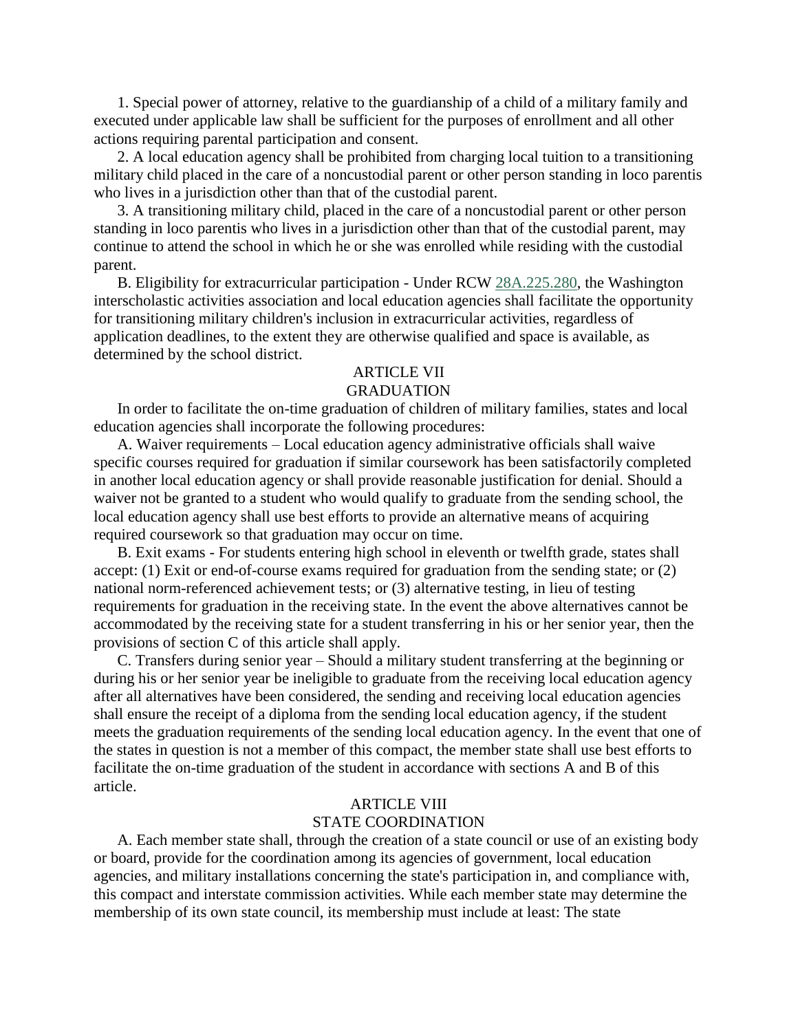1. Special power of attorney, relative to the guardianship of a child of a military family and executed under applicable law shall be sufficient for the purposes of enrollment and all other actions requiring parental participation and consent.

2. A local education agency shall be prohibited from charging local tuition to a transitioning military child placed in the care of a noncustodial parent or other person standing in loco parentis who lives in a jurisdiction other than that of the custodial parent.

3. A transitioning military child, placed in the care of a noncustodial parent or other person standing in loco parentis who lives in a jurisdiction other than that of the custodial parent, may continue to attend the school in which he or she was enrolled while residing with the custodial parent.

B. Eligibility for extracurricular participation - Under RCW 28A.225.280, the Washington interscholastic activities association and local education agencies shall facilitate the opportunity for transitioning military children's inclusion in extracurricular activities, regardless of application deadlines, to the extent they are otherwise qualified and space is available, as determined by the school district.

## ARTICLE VII
## GRADUATION

In order to facilitate the on-time graduation of children of military families, states and local education agencies shall incorporate the following procedures:

A. Waiver requirements – Local education agency administrative officials shall waive specific courses required for graduation if similar coursework has been satisfactorily completed in another local education agency or shall provide reasonable justification for denial. Should a waiver not be granted to a student who would qualify to graduate from the sending school, the local education agency shall use best efforts to provide an alternative means of acquiring required coursework so that graduation may occur on time.

B. Exit exams - For students entering high school in eleventh or twelfth grade, states shall accept: (1) Exit or end-of-course exams required for graduation from the sending state; or (2) national norm-referenced achievement tests; or (3) alternative testing, in lieu of testing requirements for graduation in the receiving state. In the event the above alternatives cannot be accommodated by the receiving state for a student transferring in his or her senior year, then the provisions of section C of this article shall apply.

C. Transfers during senior year – Should a military student transferring at the beginning or during his or her senior year be ineligible to graduate from the receiving local education agency after all alternatives have been considered, the sending and receiving local education agencies shall ensure the receipt of a diploma from the sending local education agency, if the student meets the graduation requirements of the sending local education agency. In the event that one of the states in question is not a member of this compact, the member state shall use best efforts to facilitate the on-time graduation of the student in accordance with sections A and B of this article.

## ARTICLE VIII
## STATE COORDINATION

A. Each member state shall, through the creation of a state council or use of an existing body or board, provide for the coordination among its agencies of government, local education agencies, and military installations concerning the state's participation in, and compliance with, this compact and interstate commission activities. While each member state may determine the membership of its own state council, its membership must include at least: The state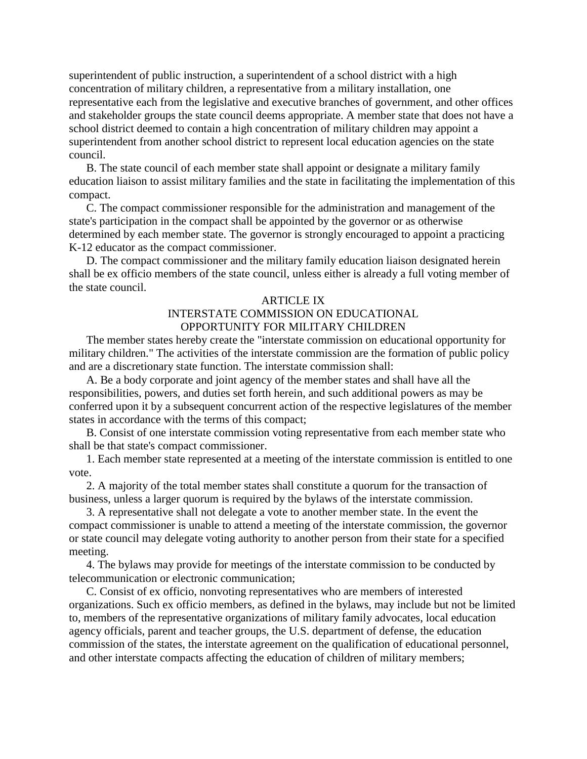superintendent of public instruction, a superintendent of a school district with a high concentration of military children, a representative from a military installation, one representative each from the legislative and executive branches of government, and other offices and stakeholder groups the state council deems appropriate. A member state that does not have a school district deemed to contain a high concentration of military children may appoint a superintendent from another school district to represent local education agencies on the state council.

B. The state council of each member state shall appoint or designate a military family education liaison to assist military families and the state in facilitating the implementation of this compact.

C. The compact commissioner responsible for the administration and management of the state's participation in the compact shall be appointed by the governor or as otherwise determined by each member state. The governor is strongly encouraged to appoint a practicing K-12 educator as the compact commissioner.

D. The compact commissioner and the military family education liaison designated herein shall be ex officio members of the state council, unless either is already a full voting member of the state council.

ARTICLE IX
INTERSTATE COMMISSION ON EDUCATIONAL
OPPORTUNITY FOR MILITARY CHILDREN

The member states hereby create the "interstate commission on educational opportunity for military children." The activities of the interstate commission are the formation of public policy and are a discretionary state function. The interstate commission shall:

A. Be a body corporate and joint agency of the member states and shall have all the responsibilities, powers, and duties set forth herein, and such additional powers as may be conferred upon it by a subsequent concurrent action of the respective legislatures of the member states in accordance with the terms of this compact;

B. Consist of one interstate commission voting representative from each member state who shall be that state's compact commissioner.

1. Each member state represented at a meeting of the interstate commission is entitled to one vote.

2. A majority of the total member states shall constitute a quorum for the transaction of business, unless a larger quorum is required by the bylaws of the interstate commission.

3. A representative shall not delegate a vote to another member state. In the event the compact commissioner is unable to attend a meeting of the interstate commission, the governor or state council may delegate voting authority to another person from their state for a specified meeting.

4. The bylaws may provide for meetings of the interstate commission to be conducted by telecommunication or electronic communication;

C. Consist of ex officio, nonvoting representatives who are members of interested organizations. Such ex officio members, as defined in the bylaws, may include but not be limited to, members of the representative organizations of military family advocates, local education agency officials, parent and teacher groups, the U.S. department of defense, the education commission of the states, the interstate agreement on the qualification of educational personnel, and other interstate compacts affecting the education of children of military members;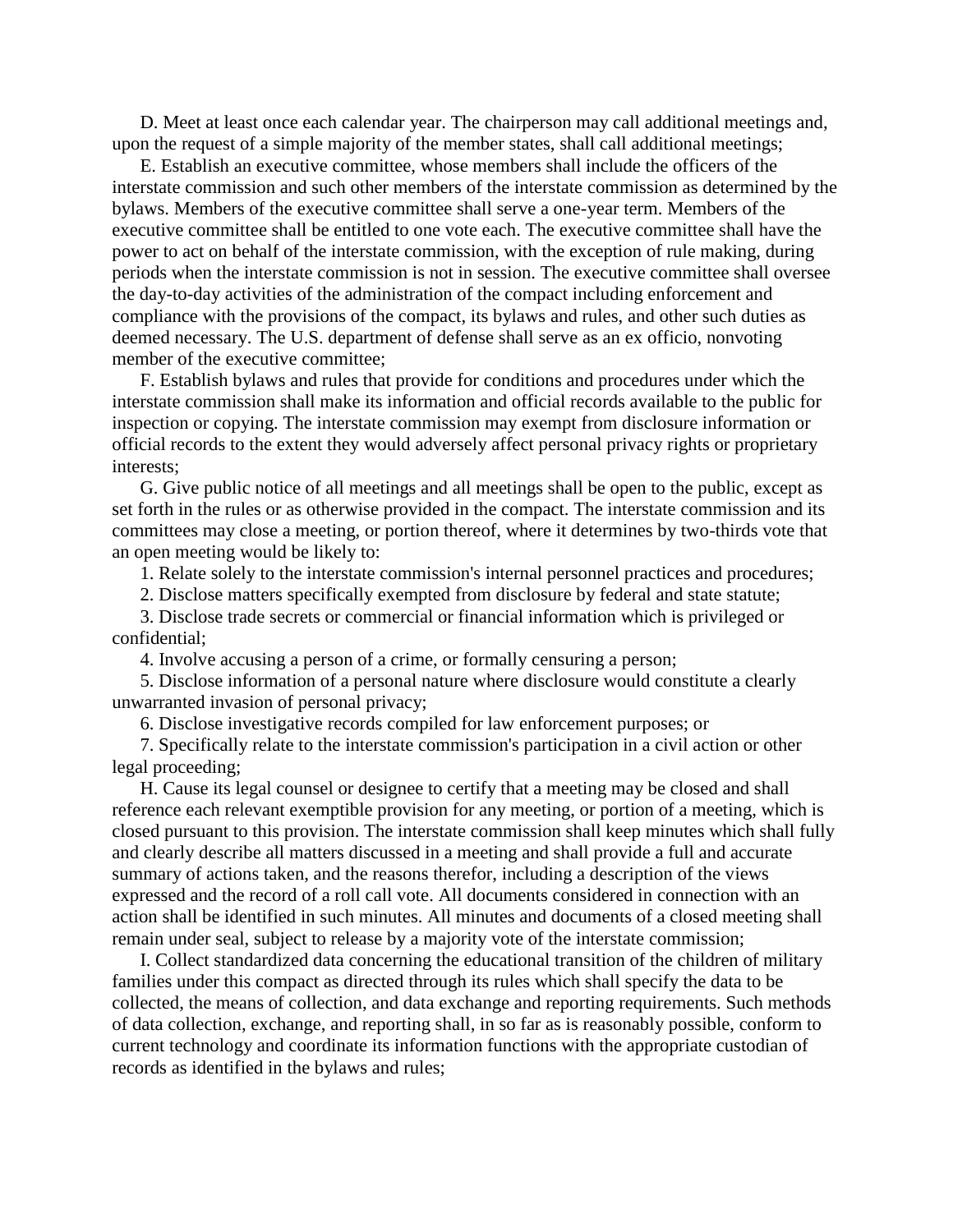D. Meet at least once each calendar year. The chairperson may call additional meetings and, upon the request of a simple majority of the member states, shall call additional meetings;

E. Establish an executive committee, whose members shall include the officers of the interstate commission and such other members of the interstate commission as determined by the bylaws. Members of the executive committee shall serve a one-year term. Members of the executive committee shall be entitled to one vote each. The executive committee shall have the power to act on behalf of the interstate commission, with the exception of rule making, during periods when the interstate commission is not in session. The executive committee shall oversee the day-to-day activities of the administration of the compact including enforcement and compliance with the provisions of the compact, its bylaws and rules, and other such duties as deemed necessary. The U.S. department of defense shall serve as an ex officio, nonvoting member of the executive committee;

F. Establish bylaws and rules that provide for conditions and procedures under which the interstate commission shall make its information and official records available to the public for inspection or copying. The interstate commission may exempt from disclosure information or official records to the extent they would adversely affect personal privacy rights or proprietary interests;

G. Give public notice of all meetings and all meetings shall be open to the public, except as set forth in the rules or as otherwise provided in the compact. The interstate commission and its committees may close a meeting, or portion thereof, where it determines by two-thirds vote that an open meeting would be likely to:

1. Relate solely to the interstate commission's internal personnel practices and procedures;

2. Disclose matters specifically exempted from disclosure by federal and state statute;

3. Disclose trade secrets or commercial or financial information which is privileged or confidential;

4. Involve accusing a person of a crime, or formally censuring a person;

5. Disclose information of a personal nature where disclosure would constitute a clearly unwarranted invasion of personal privacy;

6. Disclose investigative records compiled for law enforcement purposes; or

7. Specifically relate to the interstate commission's participation in a civil action or other legal proceeding;

H. Cause its legal counsel or designee to certify that a meeting may be closed and shall reference each relevant exemptible provision for any meeting, or portion of a meeting, which is closed pursuant to this provision. The interstate commission shall keep minutes which shall fully and clearly describe all matters discussed in a meeting and shall provide a full and accurate summary of actions taken, and the reasons therefor, including a description of the views expressed and the record of a roll call vote. All documents considered in connection with an action shall be identified in such minutes. All minutes and documents of a closed meeting shall remain under seal, subject to release by a majority vote of the interstate commission;

I. Collect standardized data concerning the educational transition of the children of military families under this compact as directed through its rules which shall specify the data to be collected, the means of collection, and data exchange and reporting requirements. Such methods of data collection, exchange, and reporting shall, in so far as is reasonably possible, conform to current technology and coordinate its information functions with the appropriate custodian of records as identified in the bylaws and rules;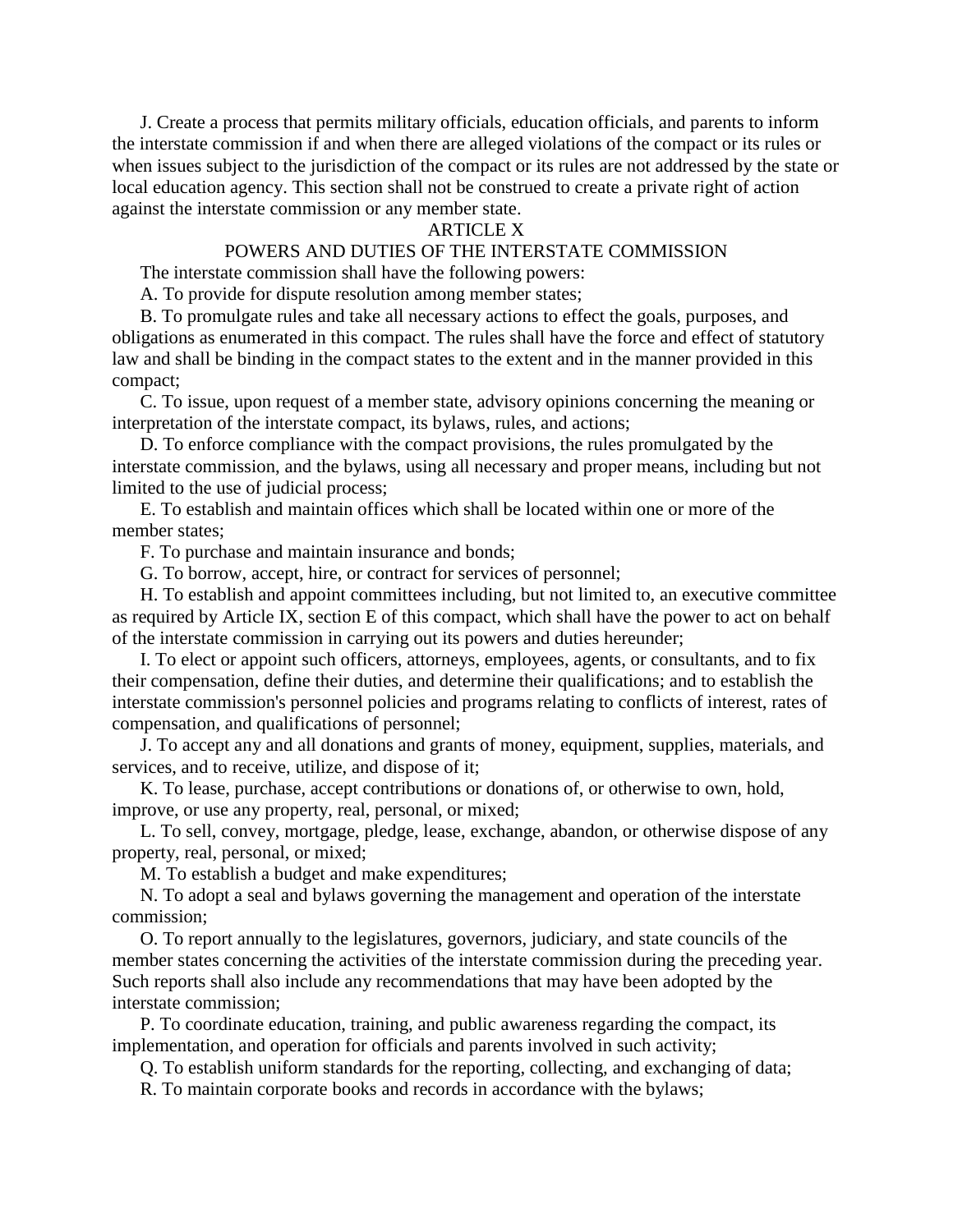J. Create a process that permits military officials, education officials, and parents to inform the interstate commission if and when there are alleged violations of the compact or its rules or when issues subject to the jurisdiction of the compact or its rules are not addressed by the state or local education agency. This section shall not be construed to create a private right of action against the interstate commission or any member state.

## ARTICLE X

## POWERS AND DUTIES OF THE INTERSTATE COMMISSION

The interstate commission shall have the following powers:

A. To provide for dispute resolution among member states;

B. To promulgate rules and take all necessary actions to effect the goals, purposes, and obligations as enumerated in this compact. The rules shall have the force and effect of statutory law and shall be binding in the compact states to the extent and in the manner provided in this compact;

C. To issue, upon request of a member state, advisory opinions concerning the meaning or interpretation of the interstate compact, its bylaws, rules, and actions;

D. To enforce compliance with the compact provisions, the rules promulgated by the interstate commission, and the bylaws, using all necessary and proper means, including but not limited to the use of judicial process;

E. To establish and maintain offices which shall be located within one or more of the member states;

F. To purchase and maintain insurance and bonds;

G. To borrow, accept, hire, or contract for services of personnel;

H. To establish and appoint committees including, but not limited to, an executive committee as required by Article IX, section E of this compact, which shall have the power to act on behalf of the interstate commission in carrying out its powers and duties hereunder;

I. To elect or appoint such officers, attorneys, employees, agents, or consultants, and to fix their compensation, define their duties, and determine their qualifications; and to establish the interstate commission's personnel policies and programs relating to conflicts of interest, rates of compensation, and qualifications of personnel;

J. To accept any and all donations and grants of money, equipment, supplies, materials, and services, and to receive, utilize, and dispose of it;

K. To lease, purchase, accept contributions or donations of, or otherwise to own, hold, improve, or use any property, real, personal, or mixed;

L. To sell, convey, mortgage, pledge, lease, exchange, abandon, or otherwise dispose of any property, real, personal, or mixed;

M. To establish a budget and make expenditures;

N. To adopt a seal and bylaws governing the management and operation of the interstate commission;

O. To report annually to the legislatures, governors, judiciary, and state councils of the member states concerning the activities of the interstate commission during the preceding year. Such reports shall also include any recommendations that may have been adopted by the interstate commission;

P. To coordinate education, training, and public awareness regarding the compact, its implementation, and operation for officials and parents involved in such activity;

Q. To establish uniform standards for the reporting, collecting, and exchanging of data;

R. To maintain corporate books and records in accordance with the bylaws;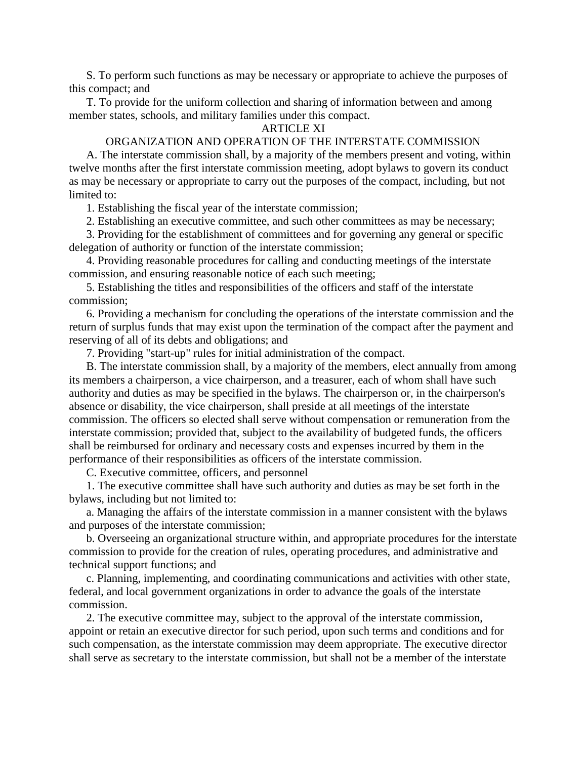S. To perform such functions as may be necessary or appropriate to achieve the purposes of this compact; and

T. To provide for the uniform collection and sharing of information between and among member states, schools, and military families under this compact.

## ARTICLE XI

## ORGANIZATION AND OPERATION OF THE INTERSTATE COMMISSION

A. The interstate commission shall, by a majority of the members present and voting, within twelve months after the first interstate commission meeting, adopt bylaws to govern its conduct as may be necessary or appropriate to carry out the purposes of the compact, including, but not limited to:

1. Establishing the fiscal year of the interstate commission;

2. Establishing an executive committee, and such other committees as may be necessary;

3. Providing for the establishment of committees and for governing any general or specific delegation of authority or function of the interstate commission;

4. Providing reasonable procedures for calling and conducting meetings of the interstate commission, and ensuring reasonable notice of each such meeting;

5. Establishing the titles and responsibilities of the officers and staff of the interstate commission;

6. Providing a mechanism for concluding the operations of the interstate commission and the return of surplus funds that may exist upon the termination of the compact after the payment and reserving of all of its debts and obligations; and

7. Providing "start-up" rules for initial administration of the compact.

B. The interstate commission shall, by a majority of the members, elect annually from among its members a chairperson, a vice chairperson, and a treasurer, each of whom shall have such authority and duties as may be specified in the bylaws. The chairperson or, in the chairperson's absence or disability, the vice chairperson, shall preside at all meetings of the interstate commission. The officers so elected shall serve without compensation or remuneration from the interstate commission; provided that, subject to the availability of budgeted funds, the officers shall be reimbursed for ordinary and necessary costs and expenses incurred by them in the performance of their responsibilities as officers of the interstate commission.

C. Executive committee, officers, and personnel

1. The executive committee shall have such authority and duties as may be set forth in the bylaws, including but not limited to:

a. Managing the affairs of the interstate commission in a manner consistent with the bylaws and purposes of the interstate commission;

b. Overseeing an organizational structure within, and appropriate procedures for the interstate commission to provide for the creation of rules, operating procedures, and administrative and technical support functions; and

c. Planning, implementing, and coordinating communications and activities with other state, federal, and local government organizations in order to advance the goals of the interstate commission.

2. The executive committee may, subject to the approval of the interstate commission, appoint or retain an executive director for such period, upon such terms and conditions and for such compensation, as the interstate commission may deem appropriate. The executive director shall serve as secretary to the interstate commission, but shall not be a member of the interstate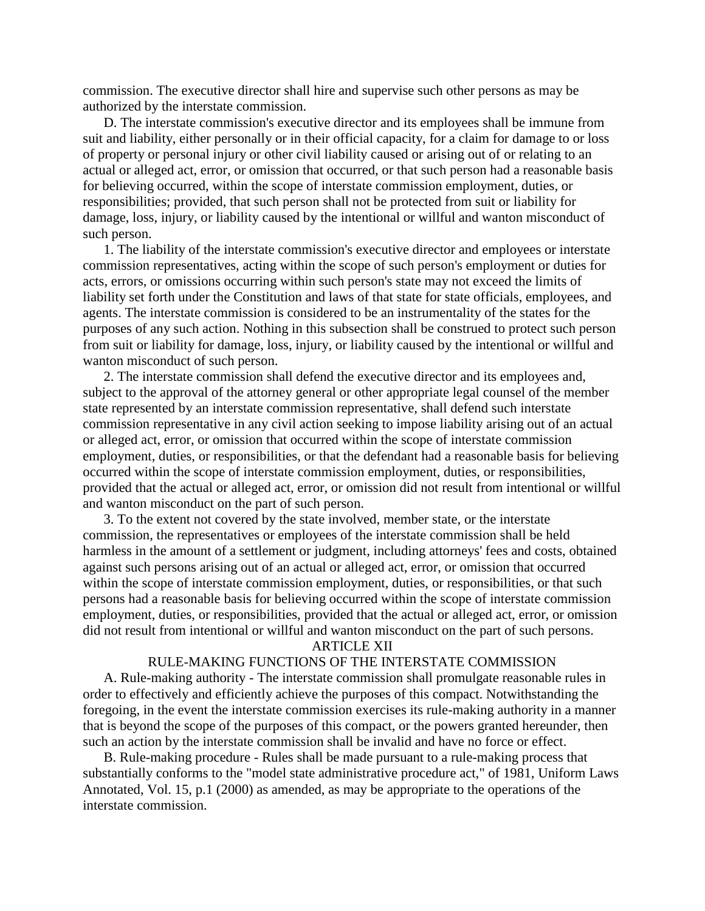commission. The executive director shall hire and supervise such other persons as may be authorized by the interstate commission.

D. The interstate commission's executive director and its employees shall be immune from suit and liability, either personally or in their official capacity, for a claim for damage to or loss of property or personal injury or other civil liability caused or arising out of or relating to an actual or alleged act, error, or omission that occurred, or that such person had a reasonable basis for believing occurred, within the scope of interstate commission employment, duties, or responsibilities; provided, that such person shall not be protected from suit or liability for damage, loss, injury, or liability caused by the intentional or willful and wanton misconduct of such person.

1. The liability of the interstate commission's executive director and employees or interstate commission representatives, acting within the scope of such person's employment or duties for acts, errors, or omissions occurring within such person's state may not exceed the limits of liability set forth under the Constitution and laws of that state for state officials, employees, and agents. The interstate commission is considered to be an instrumentality of the states for the purposes of any such action. Nothing in this subsection shall be construed to protect such person from suit or liability for damage, loss, injury, or liability caused by the intentional or willful and wanton misconduct of such person.

2. The interstate commission shall defend the executive director and its employees and, subject to the approval of the attorney general or other appropriate legal counsel of the member state represented by an interstate commission representative, shall defend such interstate commission representative in any civil action seeking to impose liability arising out of an actual or alleged act, error, or omission that occurred within the scope of interstate commission employment, duties, or responsibilities, or that the defendant had a reasonable basis for believing occurred within the scope of interstate commission employment, duties, or responsibilities, provided that the actual or alleged act, error, or omission did not result from intentional or willful and wanton misconduct on the part of such person.

3. To the extent not covered by the state involved, member state, or the interstate commission, the representatives or employees of the interstate commission shall be held harmless in the amount of a settlement or judgment, including attorneys' fees and costs, obtained against such persons arising out of an actual or alleged act, error, or omission that occurred within the scope of interstate commission employment, duties, or responsibilities, or that such persons had a reasonable basis for believing occurred within the scope of interstate commission employment, duties, or responsibilities, provided that the actual or alleged act, error, or omission did not result from intentional or willful and wanton misconduct on the part of such persons.

## ARTICLE XII

## RULE-MAKING FUNCTIONS OF THE INTERSTATE COMMISSION

A. Rule-making authority - The interstate commission shall promulgate reasonable rules in order to effectively and efficiently achieve the purposes of this compact. Notwithstanding the foregoing, in the event the interstate commission exercises its rule-making authority in a manner that is beyond the scope of the purposes of this compact, or the powers granted hereunder, then such an action by the interstate commission shall be invalid and have no force or effect.

B. Rule-making procedure - Rules shall be made pursuant to a rule-making process that substantially conforms to the "model state administrative procedure act," of 1981, Uniform Laws Annotated, Vol. 15, p.1 (2000) as amended, as may be appropriate to the operations of the interstate commission.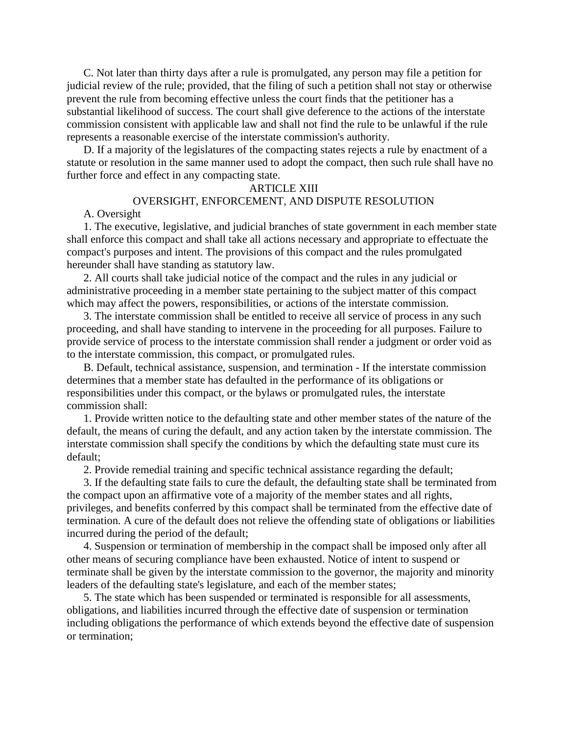C. Not later than thirty days after a rule is promulgated, any person may file a petition for judicial review of the rule; provided, that the filing of such a petition shall not stay or otherwise prevent the rule from becoming effective unless the court finds that the petitioner has a substantial likelihood of success. The court shall give deference to the actions of the interstate commission consistent with applicable law and shall not find the rule to be unlawful if the rule represents a reasonable exercise of the interstate commission's authority.

D. If a majority of the legislatures of the compacting states rejects a rule by enactment of a statute or resolution in the same manner used to adopt the compact, then such rule shall have no further force and effect in any compacting state.

## ARTICLE XIII

## OVERSIGHT, ENFORCEMENT, AND DISPUTE RESOLUTION

A. Oversight

1. The executive, legislative, and judicial branches of state government in each member state shall enforce this compact and shall take all actions necessary and appropriate to effectuate the compact's purposes and intent. The provisions of this compact and the rules promulgated hereunder shall have standing as statutory law.

2. All courts shall take judicial notice of the compact and the rules in any judicial or administrative proceeding in a member state pertaining to the subject matter of this compact which may affect the powers, responsibilities, or actions of the interstate commission.

3. The interstate commission shall be entitled to receive all service of process in any such proceeding, and shall have standing to intervene in the proceeding for all purposes. Failure to provide service of process to the interstate commission shall render a judgment or order void as to the interstate commission, this compact, or promulgated rules.

B. Default, technical assistance, suspension, and termination - If the interstate commission determines that a member state has defaulted in the performance of its obligations or responsibilities under this compact, or the bylaws or promulgated rules, the interstate commission shall:

1. Provide written notice to the defaulting state and other member states of the nature of the default, the means of curing the default, and any action taken by the interstate commission. The interstate commission shall specify the conditions by which the defaulting state must cure its default;

2. Provide remedial training and specific technical assistance regarding the default;

3. If the defaulting state fails to cure the default, the defaulting state shall be terminated from the compact upon an affirmative vote of a majority of the member states and all rights, privileges, and benefits conferred by this compact shall be terminated from the effective date of termination. A cure of the default does not relieve the offending state of obligations or liabilities incurred during the period of the default;

4. Suspension or termination of membership in the compact shall be imposed only after all other means of securing compliance have been exhausted. Notice of intent to suspend or terminate shall be given by the interstate commission to the governor, the majority and minority leaders of the defaulting state's legislature, and each of the member states;

5. The state which has been suspended or terminated is responsible for all assessments, obligations, and liabilities incurred through the effective date of suspension or termination including obligations the performance of which extends beyond the effective date of suspension or termination;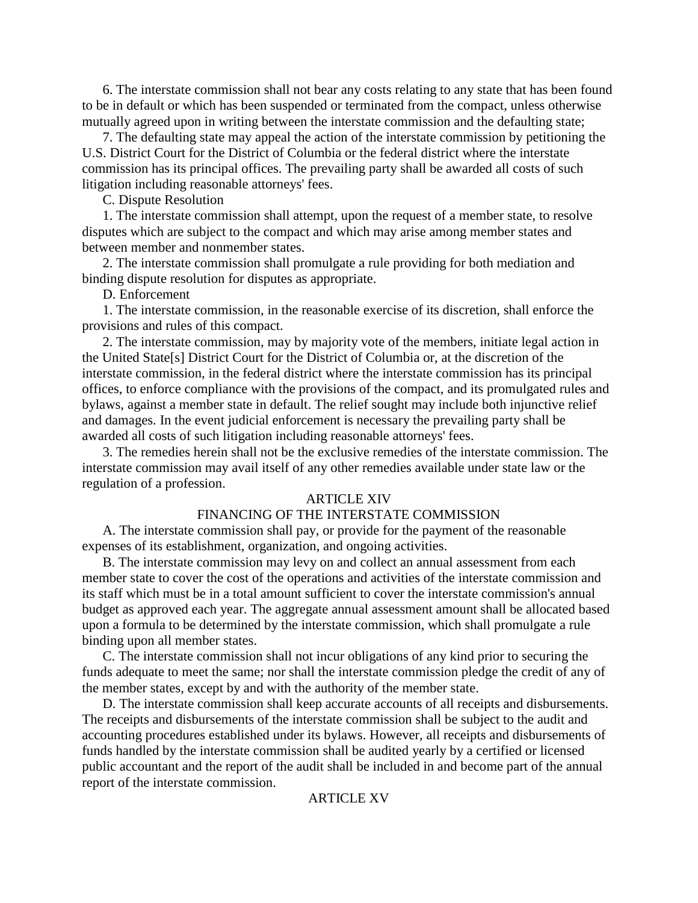6. The interstate commission shall not bear any costs relating to any state that has been found to be in default or which has been suspended or terminated from the compact, unless otherwise mutually agreed upon in writing between the interstate commission and the defaulting state;

7. The defaulting state may appeal the action of the interstate commission by petitioning the U.S. District Court for the District of Columbia or the federal district where the interstate commission has its principal offices. The prevailing party shall be awarded all costs of such litigation including reasonable attorneys' fees.

C. Dispute Resolution

1. The interstate commission shall attempt, upon the request of a member state, to resolve disputes which are subject to the compact and which may arise among member states and between member and nonmember states.

2. The interstate commission shall promulgate a rule providing for both mediation and binding dispute resolution for disputes as appropriate.

D. Enforcement

1. The interstate commission, in the reasonable exercise of its discretion, shall enforce the provisions and rules of this compact.

2. The interstate commission, may by majority vote of the members, initiate legal action in the United State[s] District Court for the District of Columbia or, at the discretion of the interstate commission, in the federal district where the interstate commission has its principal offices, to enforce compliance with the provisions of the compact, and its promulgated rules and bylaws, against a member state in default. The relief sought may include both injunctive relief and damages. In the event judicial enforcement is necessary the prevailing party shall be awarded all costs of such litigation including reasonable attorneys' fees.

3. The remedies herein shall not be the exclusive remedies of the interstate commission. The interstate commission may avail itself of any other remedies available under state law or the regulation of a profession.

## ARTICLE XIV

## FINANCING OF THE INTERSTATE COMMISSION

A. The interstate commission shall pay, or provide for the payment of the reasonable expenses of its establishment, organization, and ongoing activities.

B. The interstate commission may levy on and collect an annual assessment from each member state to cover the cost of the operations and activities of the interstate commission and its staff which must be in a total amount sufficient to cover the interstate commission's annual budget as approved each year. The aggregate annual assessment amount shall be allocated based upon a formula to be determined by the interstate commission, which shall promulgate a rule binding upon all member states.

C. The interstate commission shall not incur obligations of any kind prior to securing the funds adequate to meet the same; nor shall the interstate commission pledge the credit of any of the member states, except by and with the authority of the member state.

D. The interstate commission shall keep accurate accounts of all receipts and disbursements. The receipts and disbursements of the interstate commission shall be subject to the audit and accounting procedures established under its bylaws. However, all receipts and disbursements of funds handled by the interstate commission shall be audited yearly by a certified or licensed public accountant and the report of the audit shall be included in and become part of the annual report of the interstate commission.

## ARTICLE XV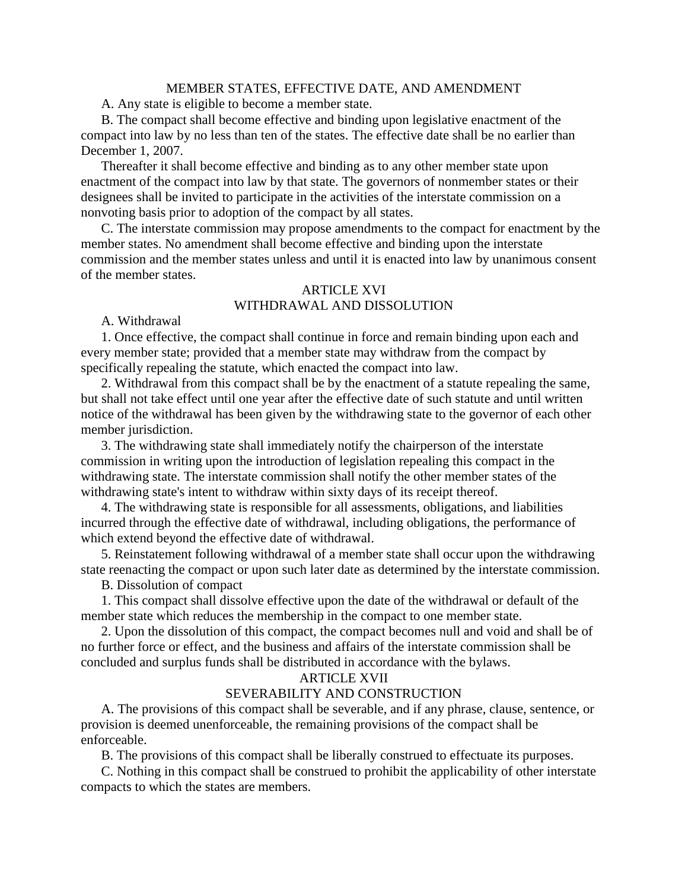MEMBER STATES, EFFECTIVE DATE, AND AMENDMENT

A. Any state is eligible to become a member state.

B. The compact shall become effective and binding upon legislative enactment of the compact into law by no less than ten of the states. The effective date shall be no earlier than December 1, 2007.

Thereafter it shall become effective and binding as to any other member state upon enactment of the compact into law by that state. The governors of nonmember states or their designees shall be invited to participate in the activities of the interstate commission on a nonvoting basis prior to adoption of the compact by all states.

C. The interstate commission may propose amendments to the compact for enactment by the member states. No amendment shall become effective and binding upon the interstate commission and the member states unless and until it is enacted into law by unanimous consent of the member states.

## ARTICLE XVI
## WITHDRAWAL AND DISSOLUTION

A. Withdrawal

1. Once effective, the compact shall continue in force and remain binding upon each and every member state; provided that a member state may withdraw from the compact by specifically repealing the statute, which enacted the compact into law.

2. Withdrawal from this compact shall be by the enactment of a statute repealing the same, but shall not take effect until one year after the effective date of such statute and until written notice of the withdrawal has been given by the withdrawing state to the governor of each other member jurisdiction.

3. The withdrawing state shall immediately notify the chairperson of the interstate commission in writing upon the introduction of legislation repealing this compact in the withdrawing state. The interstate commission shall notify the other member states of the withdrawing state's intent to withdraw within sixty days of its receipt thereof.

4. The withdrawing state is responsible for all assessments, obligations, and liabilities incurred through the effective date of withdrawal, including obligations, the performance of which extend beyond the effective date of withdrawal.

5. Reinstatement following withdrawal of a member state shall occur upon the withdrawing state reenacting the compact or upon such later date as determined by the interstate commission.

B. Dissolution of compact

1. This compact shall dissolve effective upon the date of the withdrawal or default of the member state which reduces the membership in the compact to one member state.

2. Upon the dissolution of this compact, the compact becomes null and void and shall be of no further force or effect, and the business and affairs of the interstate commission shall be concluded and surplus funds shall be distributed in accordance with the bylaws.

## ARTICLE XVII
## SEVERABILITY AND CONSTRUCTION

A. The provisions of this compact shall be severable, and if any phrase, clause, sentence, or provision is deemed unenforceable, the remaining provisions of the compact shall be enforceable.

B. The provisions of this compact shall be liberally construed to effectuate its purposes.

C. Nothing in this compact shall be construed to prohibit the applicability of other interstate compacts to which the states are members.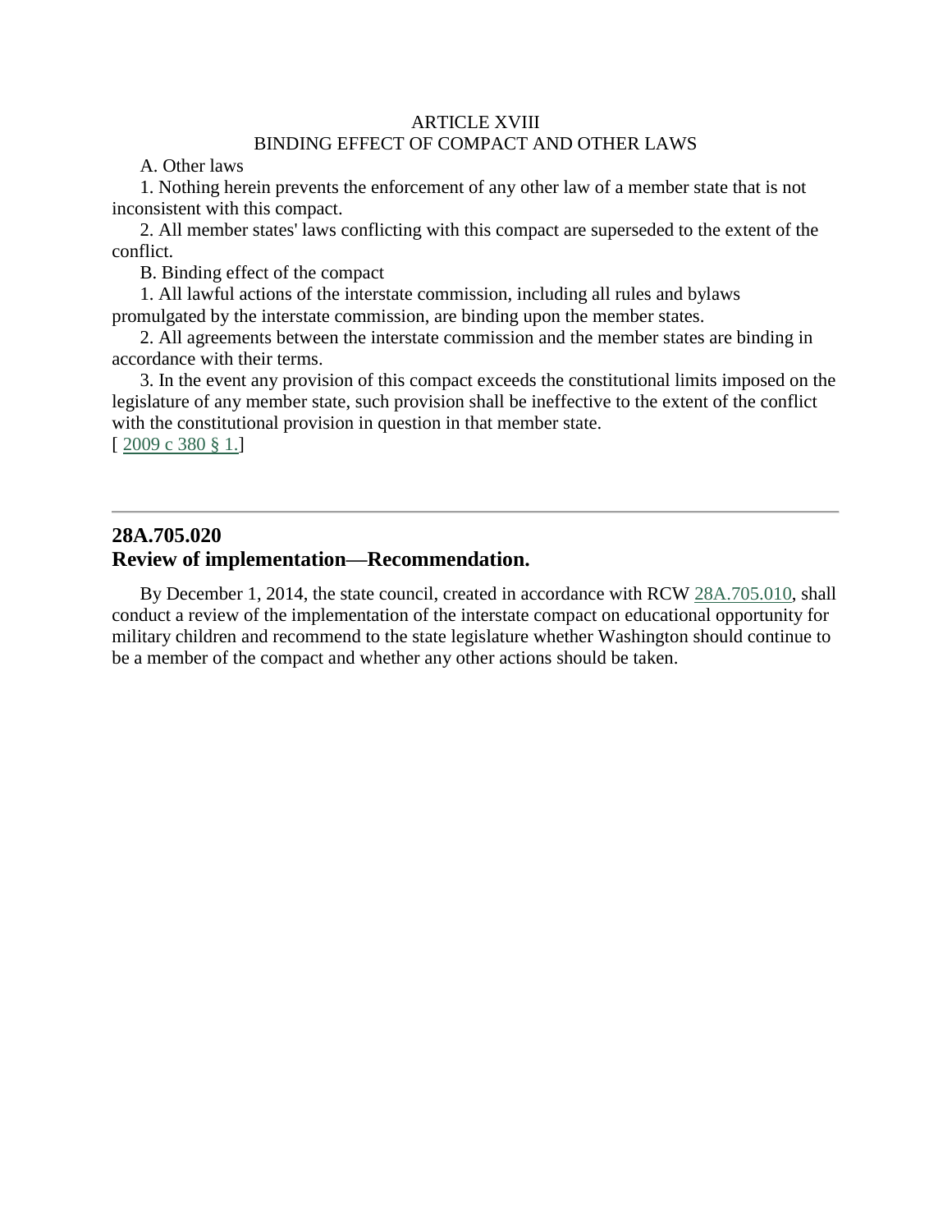ARTICLE XVIII

BINDING EFFECT OF COMPACT AND OTHER LAWS

A. Other laws

1. Nothing herein prevents the enforcement of any other law of a member state that is not inconsistent with this compact.

2. All member states' laws conflicting with this compact are superseded to the extent of the conflict.

B. Binding effect of the compact

1. All lawful actions of the interstate commission, including all rules and bylaws promulgated by the interstate commission, are binding upon the member states.

2. All agreements between the interstate commission and the member states are binding in accordance with their terms.

3. In the event any provision of this compact exceeds the constitutional limits imposed on the legislature of any member state, such provision shall be ineffective to the extent of the conflict with the constitutional provision in question in that member state.

[ 2009 c 380 § 1.]

---

## 28A.705.020
## Review of implementation—Recommendation.

By December 1, 2014, the state council, created in accordance with RCW 28A.705.010, shall conduct a review of the implementation of the interstate compact on educational opportunity for military children and recommend to the state legislature whether Washington should continue to be a member of the compact and whether any other actions should be taken.